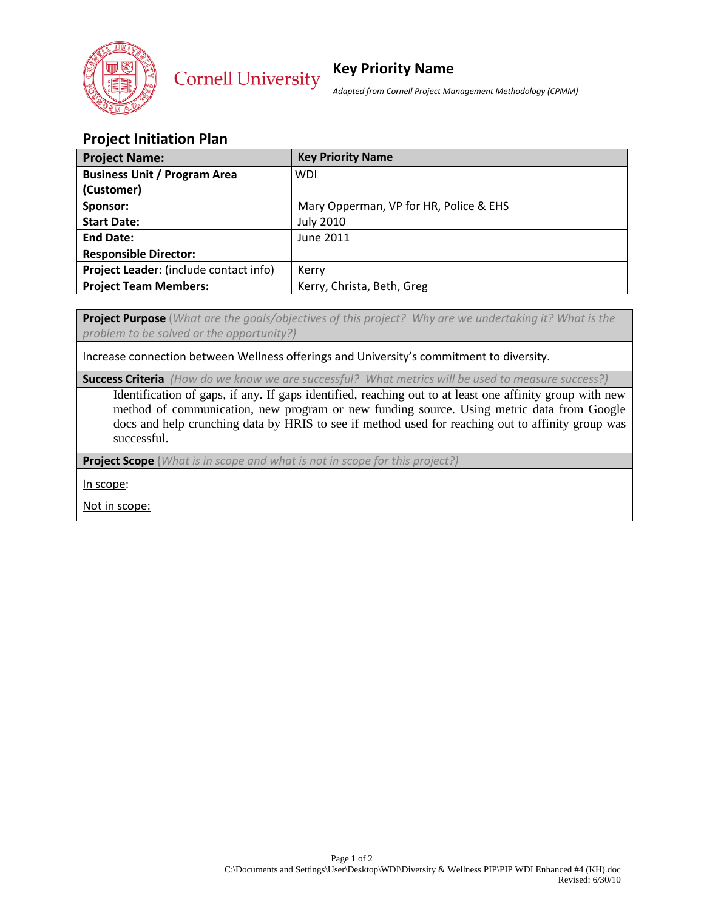Cornell University

# Key Priority Name

*Adapted from Cornell Project Management Methodology (CPMM)*

## Project Initiation Plan

| **Project Name:** | **Key Priority Name** |
|---|---|
| **Business Unit / Program Area (Customer)** | WDI |
| **Sponsor:** | Mary Opperman, VP for HR, Police & EHS |
| **Start Date:** | July 2010 |
| **End Date:** | June 2011 |
| **Responsible Director:** | |
| **Project Leader:** (include contact info) | Kerry |
| **Project Team Members:** | Kerry, Christa, Beth, Greg |

**Project Purpose** *(What are the goals/objectives of this project? Why are we undertaking it? What is the problem to be solved or the opportunity?)*

Increase connection between Wellness offerings and University's commitment to diversity.

**Success Criteria** *(How do we know we are successful? What metrics will be used to measure success?)*

Identification of gaps, if any. If gaps identified, reaching out to at least one affinity group with new method of communication, new program or new funding source. Using metric data from Google docs and help crunching data by HRIS to see if method used for reaching out to affinity group was successful.

**Project Scope** *(What is in scope and what is not in scope for this project?)*

<u>In scope</u>:

<u>Not in scope:</u>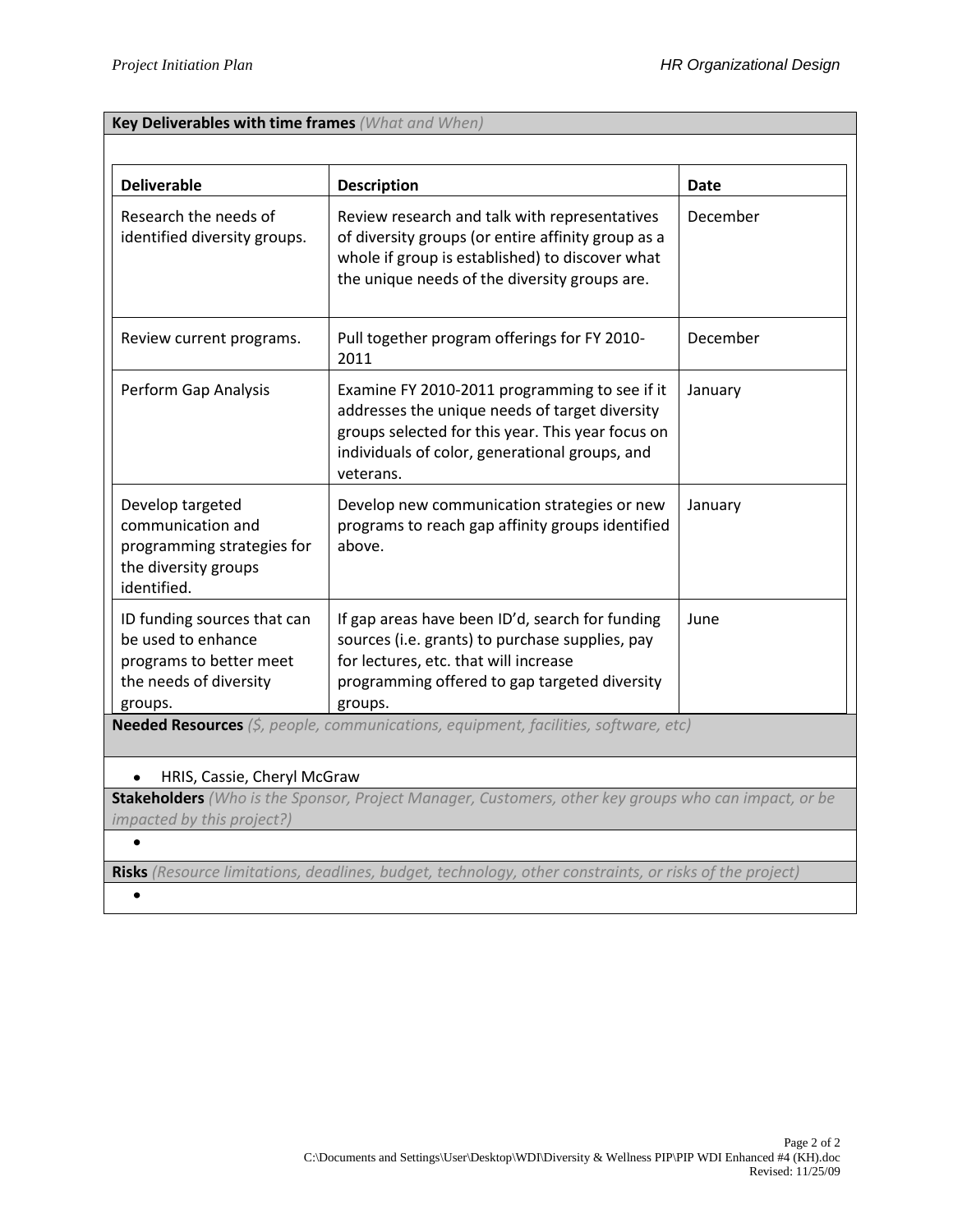**Key Deliverables with time frames** *(What and When)*

| Deliverable | Description | Date |
|---|---|---|
| Research the needs of identified diversity groups. | Review research and talk with representatives of diversity groups (or entire affinity group as a whole if group is established) to discover what the unique needs of the diversity groups are. | December |
| Review current programs. | Pull together program offerings for FY 2010-2011 | December |
| Perform Gap Analysis | Examine FY 2010-2011 programming to see if it addresses the unique needs of target diversity groups selected for this year. This year focus on individuals of color, generational groups, and veterans. | January |
| Develop targeted communication and programming strategies for the diversity groups identified. | Develop new communication strategies or new programs to reach gap affinity groups identified above. | January |
| ID funding sources that can be used to enhance programs to better meet the needs of diversity groups. | If gap areas have been ID'd, search for funding sources (i.e. grants) to purchase supplies, pay for lectures, etc. that will increase programming offered to gap targeted diversity groups. | June |

**Needed Resources** *($, people, communications, equipment, facilities, software, etc)*

- HRIS, Cassie, Cheryl McGraw

**Stakeholders** *(Who is the Sponsor, Project Manager, Customers, other key groups who can impact, or be impacted by this project?)*

-

**Risks** *(Resource limitations, deadlines, budget, technology, other constraints, or risks of the project)*

-

C:\Documents and Settings\User\Desktop\WDI\Diversity & Wellness PIP\PIP WDI Enhanced #4 (KH).doc
Revised: 11/25/09